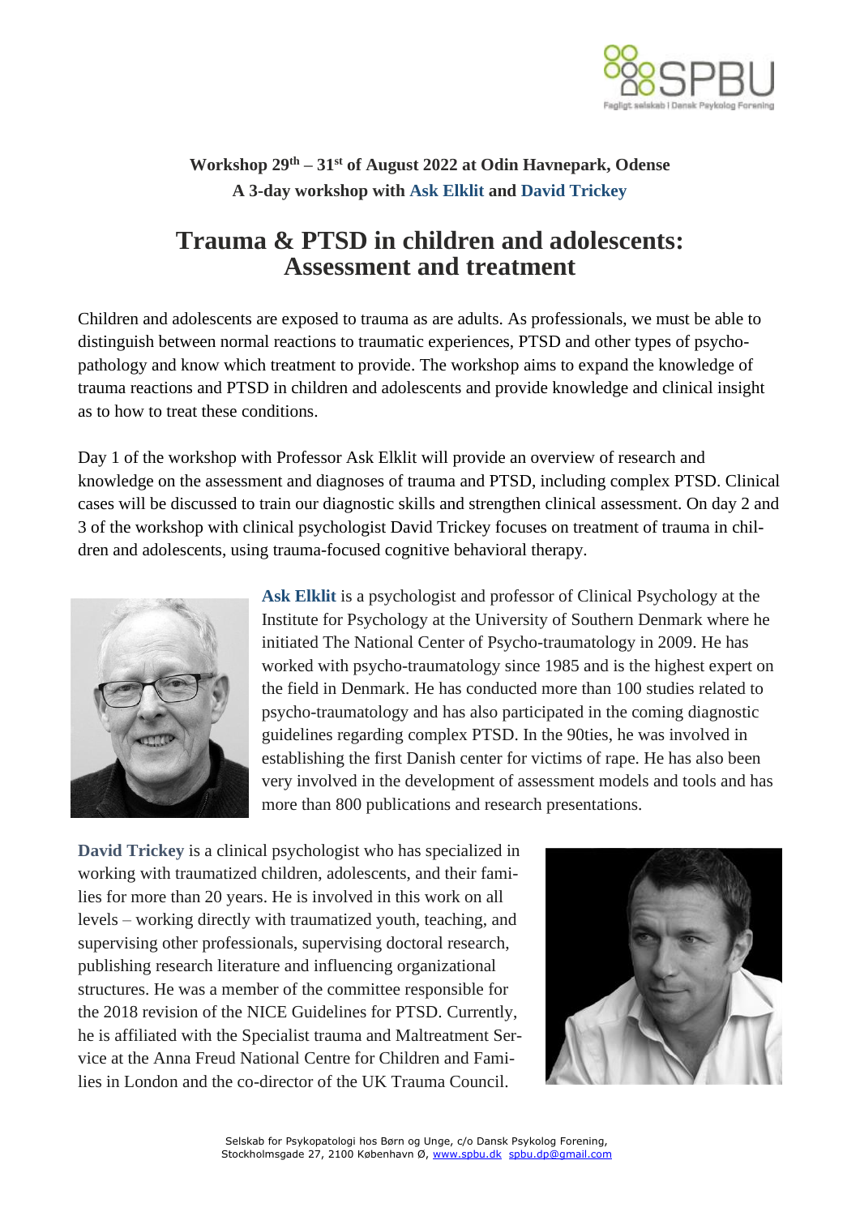**Workshop 29th – 31st of August 2022 at Odin Havnepark, Odense**
**A 3-day workshop with Ask Elklit and David Trickey**

# Trauma & PTSD in children and adolescents: Assessment and treatment

Children and adolescents are exposed to trauma as are adults. As professionals, we must be able to distinguish between normal reactions to traumatic experiences, PTSD and other types of psychopathology and know which treatment to provide. The workshop aims to expand the knowledge of trauma reactions and PTSD in children and adolescents and provide knowledge and clinical insight as to how to treat these conditions.

Day 1 of the workshop with Professor Ask Elklit will provide an overview of research and knowledge on the assessment and diagnoses of trauma and PTSD, including complex PTSD. Clinical cases will be discussed to train our diagnostic skills and strengthen clinical assessment. On day 2 and 3 of the workshop with clinical psychologist David Trickey focuses on treatment of trauma in children and adolescents, using trauma-focused cognitive behavioral therapy.

**Ask Elklit** is a psychologist and professor of Clinical Psychology at the Institute for Psychology at the University of Southern Denmark where he initiated The National Center of Psycho-traumatology in 2009. He has worked with psycho-traumatology since 1985 and is the highest expert on the field in Denmark. He has conducted more than 100 studies related to psycho-traumatology and has also participated in the coming diagnostic guidelines regarding complex PTSD. In the 90ties, he was involved in establishing the first Danish center for victims of rape. He has also been very involved in the development of assessment models and tools and has more than 800 publications and research presentations.

**David Trickey** is a clinical psychologist who has specialized in working with traumatized children, adolescents, and their families for more than 20 years. He is involved in this work on all levels – working directly with traumatized youth, teaching, and supervising other professionals, supervising doctoral research, publishing research literature and influencing organizational structures. He was a member of the committee responsible for the 2018 revision of the NICE Guidelines for PTSD. Currently, he is affiliated with the Specialist trauma and Maltreatment Service at the Anna Freud National Centre for Children and Families in London and the co-director of the UK Trauma Council.

Selskab for Psykopatologi hos Børn og Unge, c/o Dansk Psykolog Forening, Stockholmsgade 27, 2100 København Ø, www.spbu.dk spbu.dp@gmail.com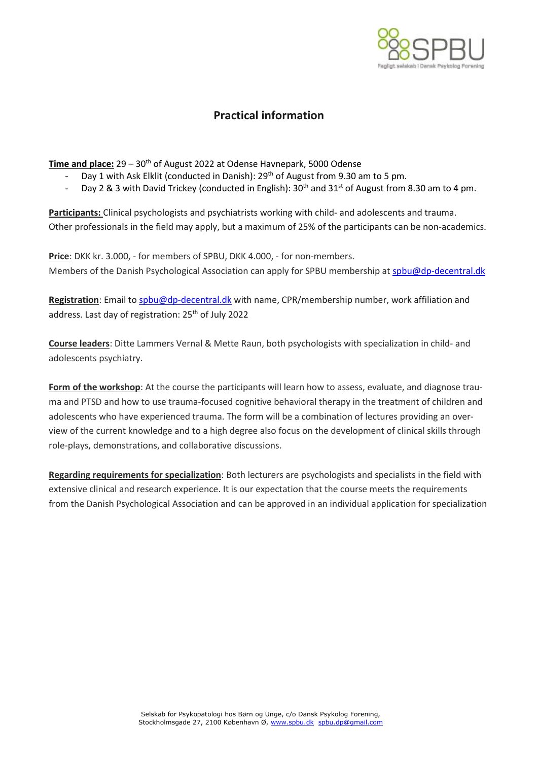## Practical information

**Time and place:** 29 – 30th of August 2022 at Odense Havnepark, 5000 Odense

- Day 1 with Ask Elklit (conducted in Danish): 29th of August from 9.30 am to 5 pm.
- Day 2 & 3 with David Trickey (conducted in English): 30th and 31st of August from 8.30 am to 4 pm.

**Participants:** Clinical psychologists and psychiatrists working with child- and adolescents and trauma. Other professionals in the field may apply, but a maximum of 25% of the participants can be non-academics.

**Price**: DKK kr. 3.000, - for members of SPBU, DKK 4.000, - for non-members.
Members of the Danish Psychological Association can apply for SPBU membership at spbu@dp-decentral.dk

**Registration**: Email to spbu@dp-decentral.dk with name, CPR/membership number, work affiliation and address. Last day of registration: 25th of July 2022

**Course leaders**: Ditte Lammers Vernal & Mette Raun, both psychologists with specialization in child- and adolescents psychiatry.

**Form of the workshop**: At the course the participants will learn how to assess, evaluate, and diagnose trauma and PTSD and how to use trauma-focused cognitive behavioral therapy in the treatment of children and adolescents who have experienced trauma. The form will be a combination of lectures providing an overview of the current knowledge and to a high degree also focus on the development of clinical skills through role-plays, demonstrations, and collaborative discussions.

**Regarding requirements for specialization**: Both lecturers are psychologists and specialists in the field with extensive clinical and research experience. It is our expectation that the course meets the requirements from the Danish Psychological Association and can be approved in an individual application for specialization

Selskab for Psykopatologi hos Børn og Unge, c/o Dansk Psykolog Forening, Stockholmsgade 27, 2100 København Ø, www.spbu.dk spbu.dp@gmail.com